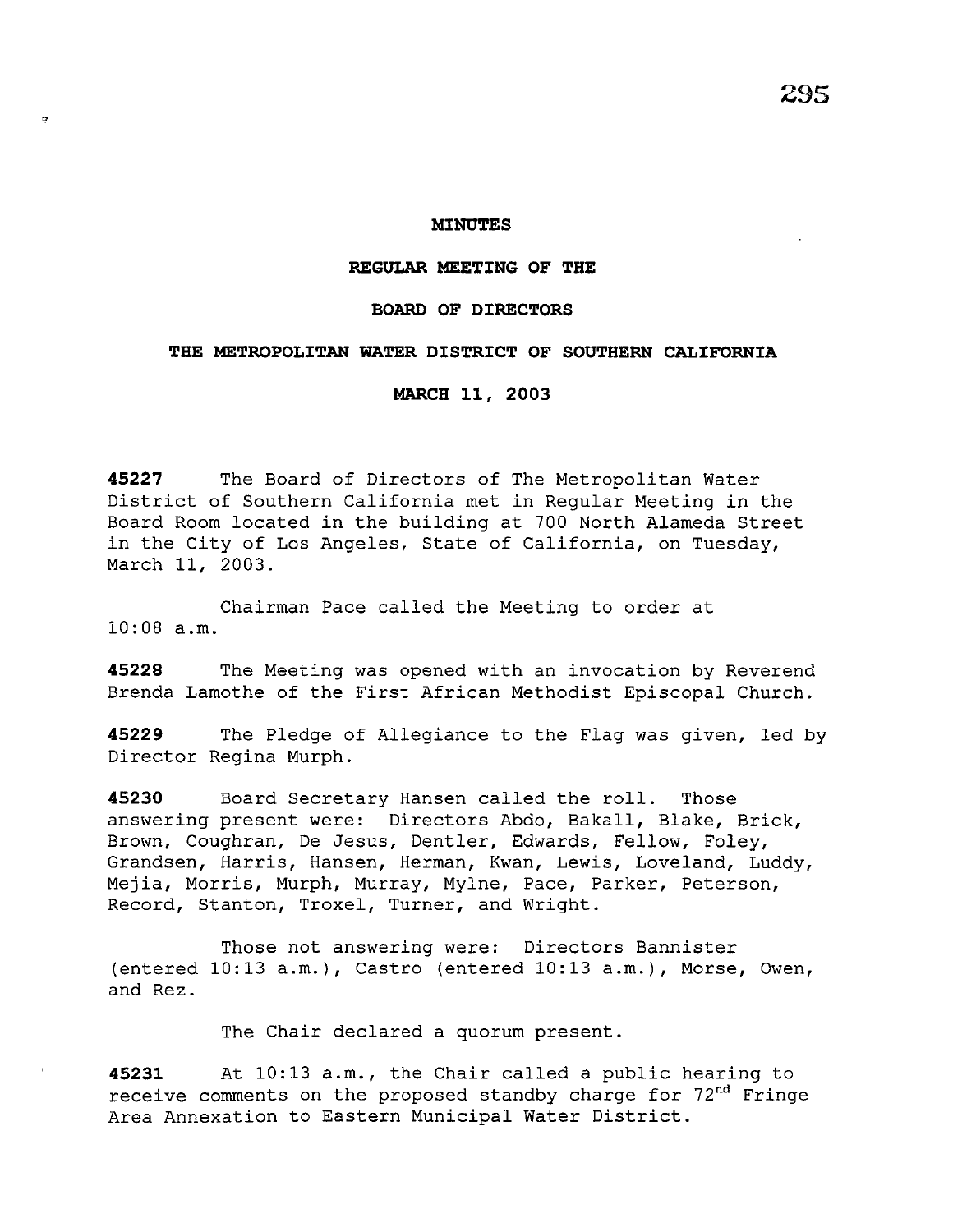# MINUTES

## REGULAR MEETING OF THE

## BOARD OF DIRECTORS

## THE METROPOLITAN WATER DISTRICT OF SOUTHERN CALIFORNIA

## MARCH 11, 2003

**45227** The Board of Directors of The Metropolitan Water District of Southern California met in Regular Meeting in the Board Room located in the building at 700 North Alameda Street in the City of Los Angeles, State of California, on Tuesday, March 11, 2003.

Chairman Pace called the Meeting to order at 10:08 a.m.

**45228** The Meeting was opened with an invocation by Reverend Brenda Lamothe of the First African Methodist Episcopal Church.

**45229** The Pledge of Allegiance to the Flag was given, led by Director Regina Murph.

**45230** Board Secretary Hansen called the roll. Those answering present were: Directors Abdo, Bakall, Blake, Brick, Brown, Coughran, De Jesus, Dentler, Edwards, Fellow, Foley, Grandsen, Harris, Hansen, Herman, Kwan, Lewis, Loveland, Luddy, Mejia, Morris, Murph, Murray, Mylne, Pace, Parker, Peterson, Record, Stanton, Troxel, Turner, and Wright.

Those not answering were: Directors Bannister (entered 10:13 a.m.), Castro (entered 10:13 a.m.), Morse, Owen, and Rez.

The Chair declared a quorum present.

**45231** At 10:13 a.m., the Chair called a public hearing to receive comments on the proposed standby charge for 72nd Fringe Area Annexation to Eastern Municipal Water District.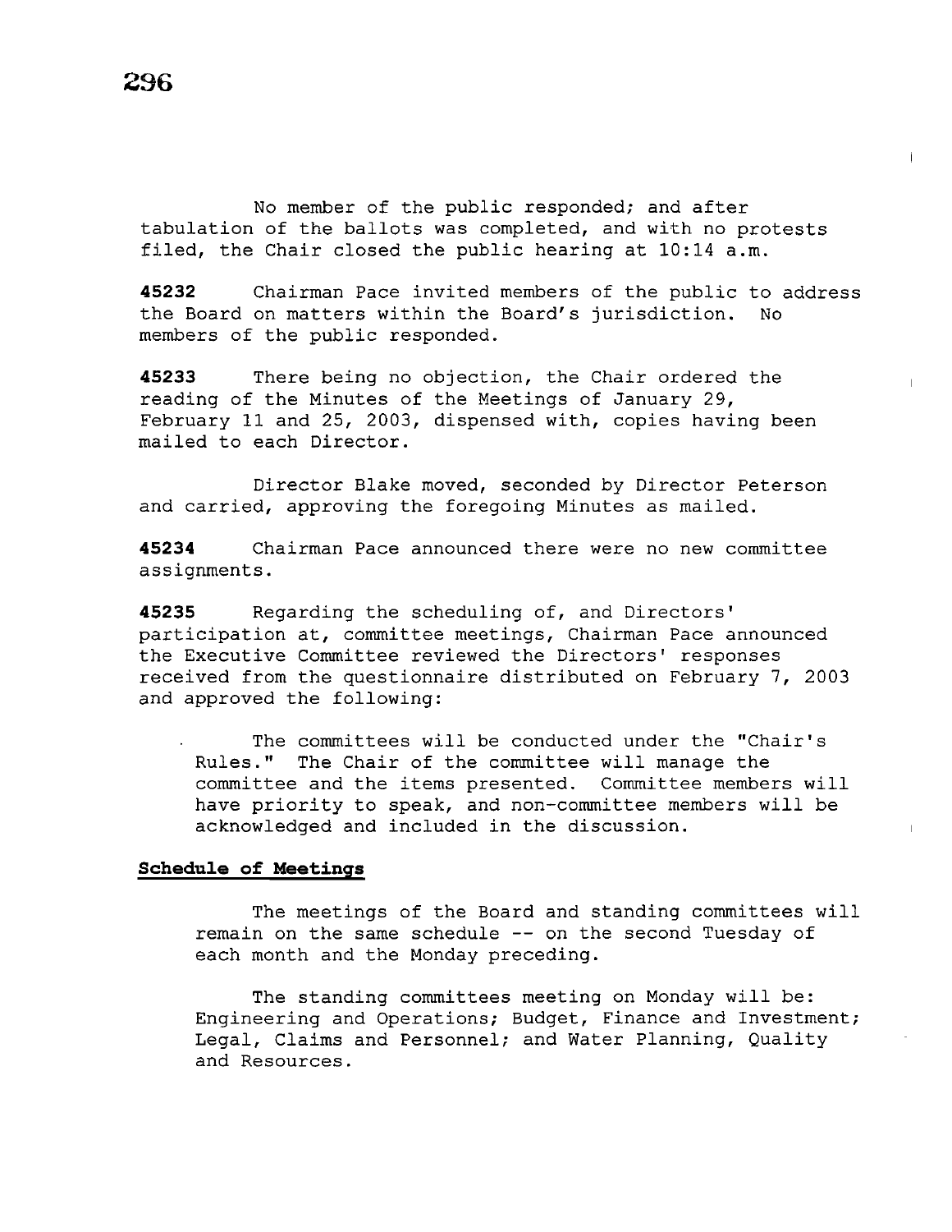No member of the public responded; and after tabulation of the ballots was completed, and with no protests filed, the Chair closed the public hearing at 10:14 a.m.

**45232** Chairman Pace invited members of the public to address the Board on matters within the Board's jurisdiction. No members of the public responded.

**45233** There being no objection, the Chair ordered the reading of the Minutes of the Meetings of January 29, February 11 and 25, 2003, dispensed with, copies having been mailed to each Director.

Director Blake moved, seconded by Director Peterson and carried, approving the foregoing Minutes as mailed.

**45234** Chairman Pace announced there were no new committee assignments.

**45235** Regarding the scheduling of, and Directors' participation at, committee meetings, Chairman Pace announced the Executive Committee reviewed the Directors' responses received from the questionnaire distributed on February 7, 2003 and approved the following:

The committees will be conducted under the "Chair's Rules." The Chair of the committee will manage the committee and the items presented. Committee members will have priority to speak, and non-committee members will be acknowledged and included in the discussion.

**Schedule of Meetings**

The meetings of the Board and standing committees will remain on the same schedule -- on the second Tuesday of each month and the Monday preceding.

The standing committees meeting on Monday will be: Engineering and Operations; Budget, Finance and Investment; Legal, Claims and Personnel; and Water Planning, Quality and Resources.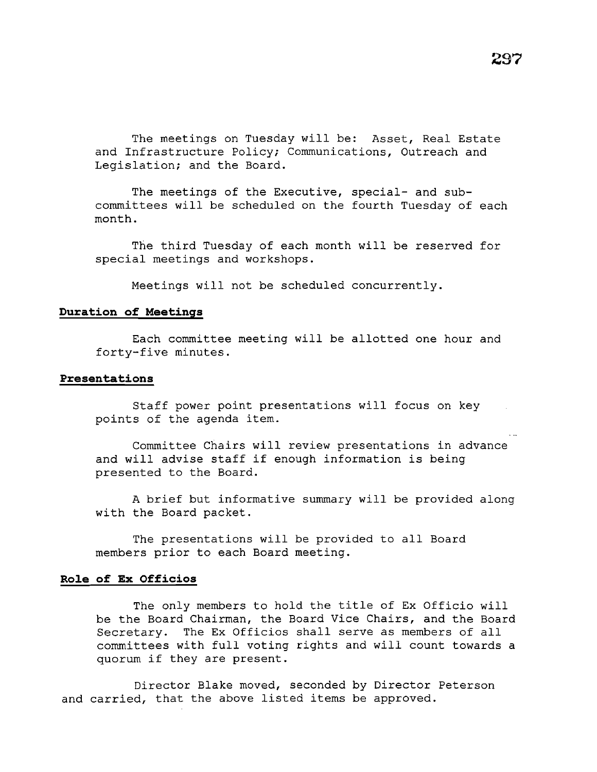The meetings on Tuesday will be: Asset, Real Estate and Infrastructure Policy; Communications, Outreach and Legislation; and the Board.

The meetings of the Executive, special- and sub-committees will be scheduled on the fourth Tuesday of each month.

The third Tuesday of each month will be reserved for special meetings and workshops.

Meetings will not be scheduled concurrently.

**Duration of Meetings**

Each committee meeting will be allotted one hour and forty-five minutes.

**Presentations**

Staff power point presentations will focus on key points of the agenda item.

Committee Chairs will review presentations in advance and will advise staff if enough information is being presented to the Board.

A brief but informative summary will be provided along with the Board packet.

The presentations will be provided to all Board members prior to each Board meeting.

**Role of Ex Officios**

The only members to hold the title of Ex Officio will be the Board Chairman, the Board Vice Chairs, and the Board Secretary. The Ex Officios shall serve as members of all committees with full voting rights and will count towards a quorum if they are present.

Director Blake moved, seconded by Director Peterson and carried, that the above listed items be approved.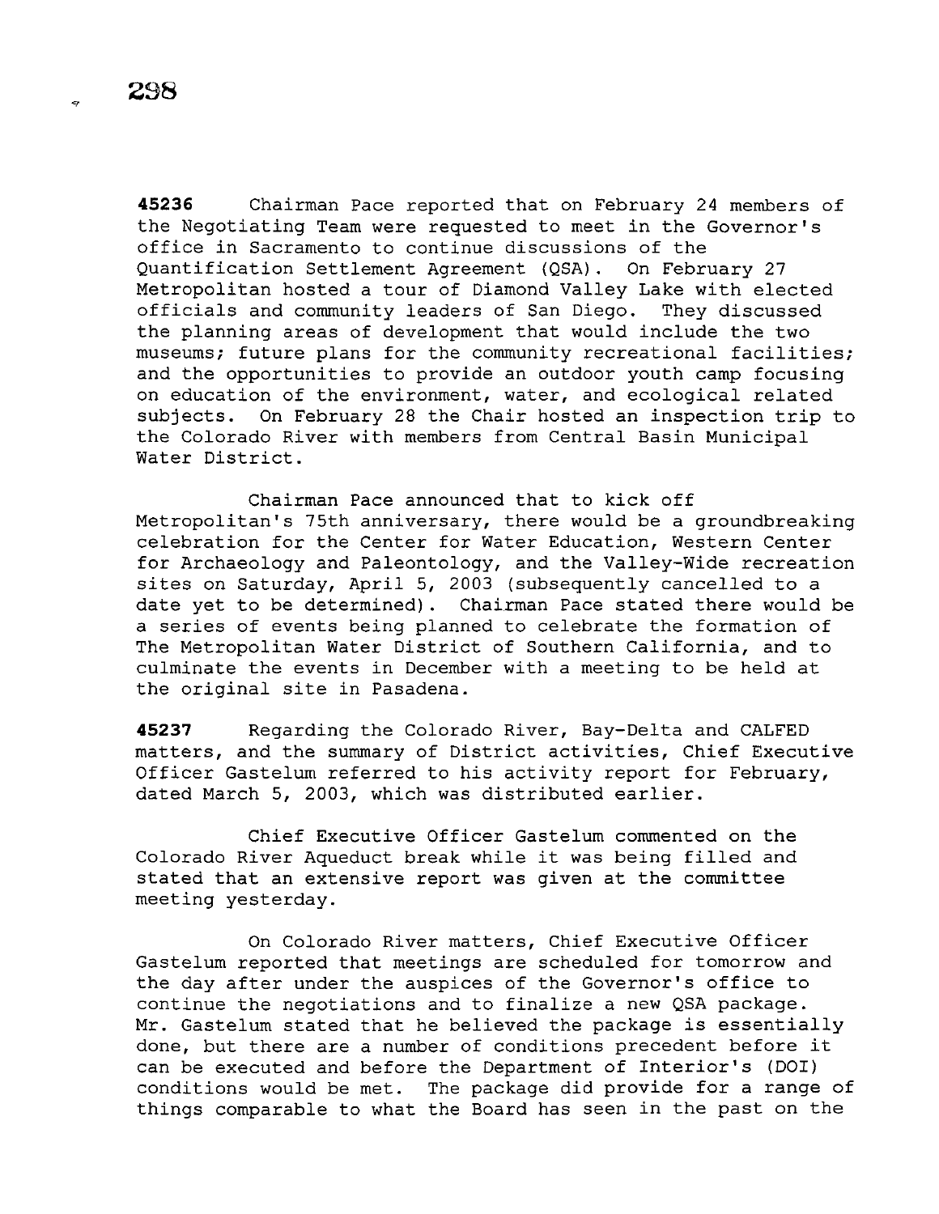**45236** Chairman Pace reported that on February 24 members of the Negotiating Team were requested to meet in the Governor's office in Sacramento to continue discussions of the Quantification Settlement Agreement (QSA). On February 27 Metropolitan hosted a tour of Diamond Valley Lake with elected officials and community leaders of San Diego. They discussed the planning areas of development that would include the two museums; future plans for the community recreational facilities; and the opportunities to provide an outdoor youth camp focusing on education of the environment, water, and ecological related subjects. On February 28 the Chair hosted an inspection trip to the Colorado River with members from Central Basin Municipal Water District.

Chairman Pace announced that to kick off Metropolitan's 75th anniversary, there would be a groundbreaking celebration for the Center for Water Education, Western Center for Archaeology and Paleontology, and the Valley-Wide recreation sites on Saturday, April 5, 2003 (subsequently cancelled to a date yet to be determined). Chairman Pace stated there would be a series of events being planned to celebrate the formation of The Metropolitan Water District of Southern California, and to culminate the events in December with a meeting to be held at the original site in Pasadena.

**45237** Regarding the Colorado River, Bay-Delta and CALFED matters, and the summary of District activities, Chief Executive Officer Gastelum referred to his activity report for February, dated March 5, 2003, which was distributed earlier.

Chief Executive Officer Gastelum commented on the Colorado River Aqueduct break while it was being filled and stated that an extensive report was given at the committee meeting yesterday.

On Colorado River matters, Chief Executive Officer Gastelum reported that meetings are scheduled for tomorrow and the day after under the auspices of the Governor's office to continue the negotiations and to finalize a new QSA package. Mr. Gastelum stated that he believed the package is essentially done, but there are a number of conditions precedent before it can be executed and before the Department of Interior's (DOI) conditions would be met. The package did provide for a range of things comparable to what the Board has seen in the past on the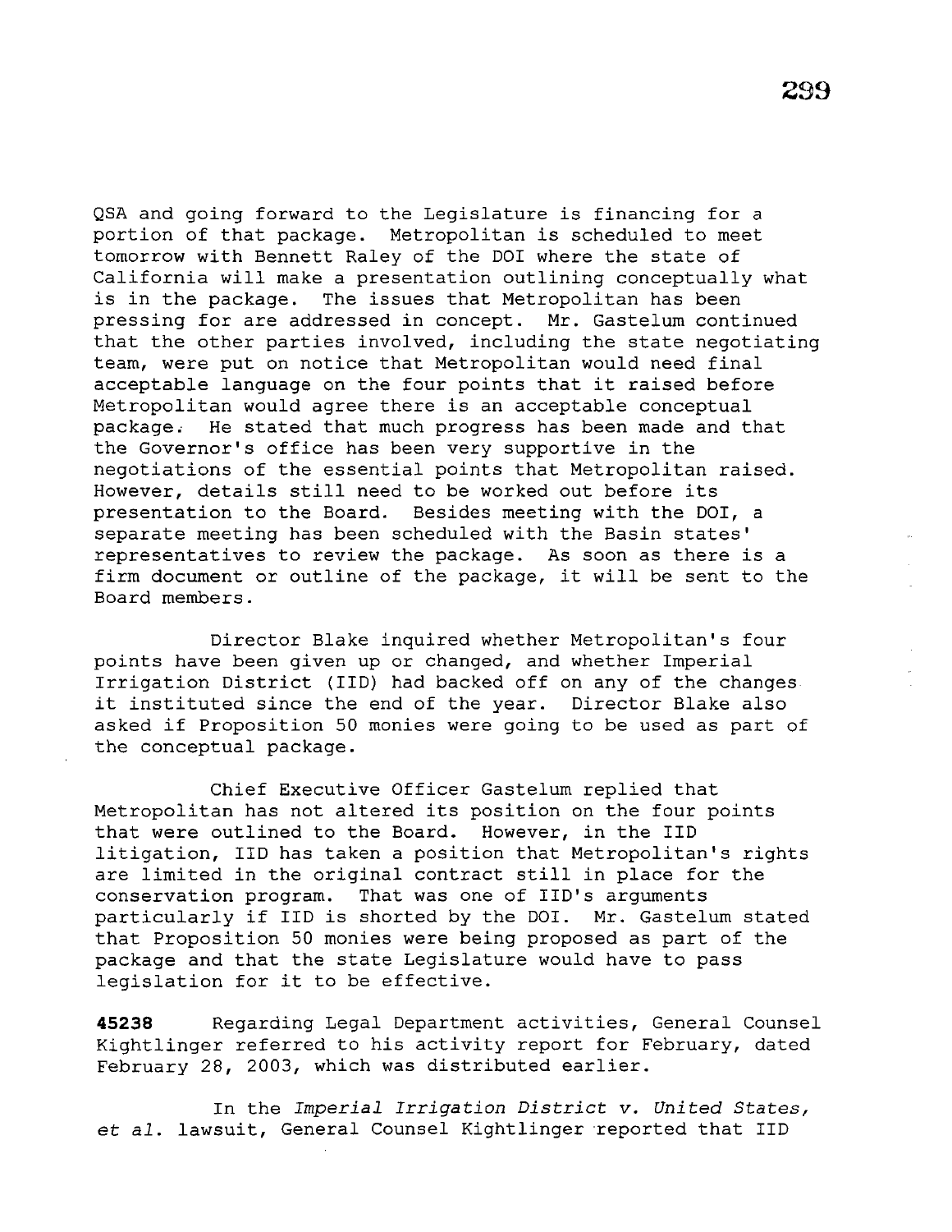QSA and going forward to the Legislature is financing for a portion of that package. Metropolitan is scheduled to meet tomorrow with Bennett Raley of the DOI where the state of California will make a presentation outlining conceptually what is in the package. The issues that Metropolitan has been pressing for are addressed in concept. Mr. Gastelum continued that the other parties involved, including the state negotiating team, were put on notice that Metropolitan would need final acceptable language on the four points that it raised before Metropolitan would agree there is an acceptable conceptual package. He stated that much progress has been made and that the Governor's office has been very supportive in the negotiations of the essential points that Metropolitan raised. However, details still need to be worked out before its presentation to the Board. Besides meeting with the DOI, a separate meeting has been scheduled with the Basin states' representatives to review the package. As soon as there is a firm document or outline of the package, it will be sent to the Board members.

Director Blake inquired whether Metropolitan's four points have been given up or changed, and whether Imperial Irrigation District (IID) had backed off on any of the changes it instituted since the end of the year. Director Blake also asked if Proposition 50 monies were going to be used as part of the conceptual package.

Chief Executive Officer Gastelum replied that Metropolitan has not altered its position on the four points that were outlined to the Board. However, in the IID litigation, IID has taken a position that Metropolitan's rights are limited in the original contract still in place for the conservation program. That was one of IID's arguments particularly if IID is shorted by the DOI. Mr. Gastelum stated that Proposition 50 monies were being proposed as part of the package and that the state Legislature would have to pass legislation for it to be effective.

**45238** Regarding Legal Department activities, General Counsel Kightlinger referred to his activity report for February, dated February 28, 2003, which was distributed earlier.

In the *Imperial Irrigation District v. United States, et al.* lawsuit, General Counsel Kightlinger reported that IID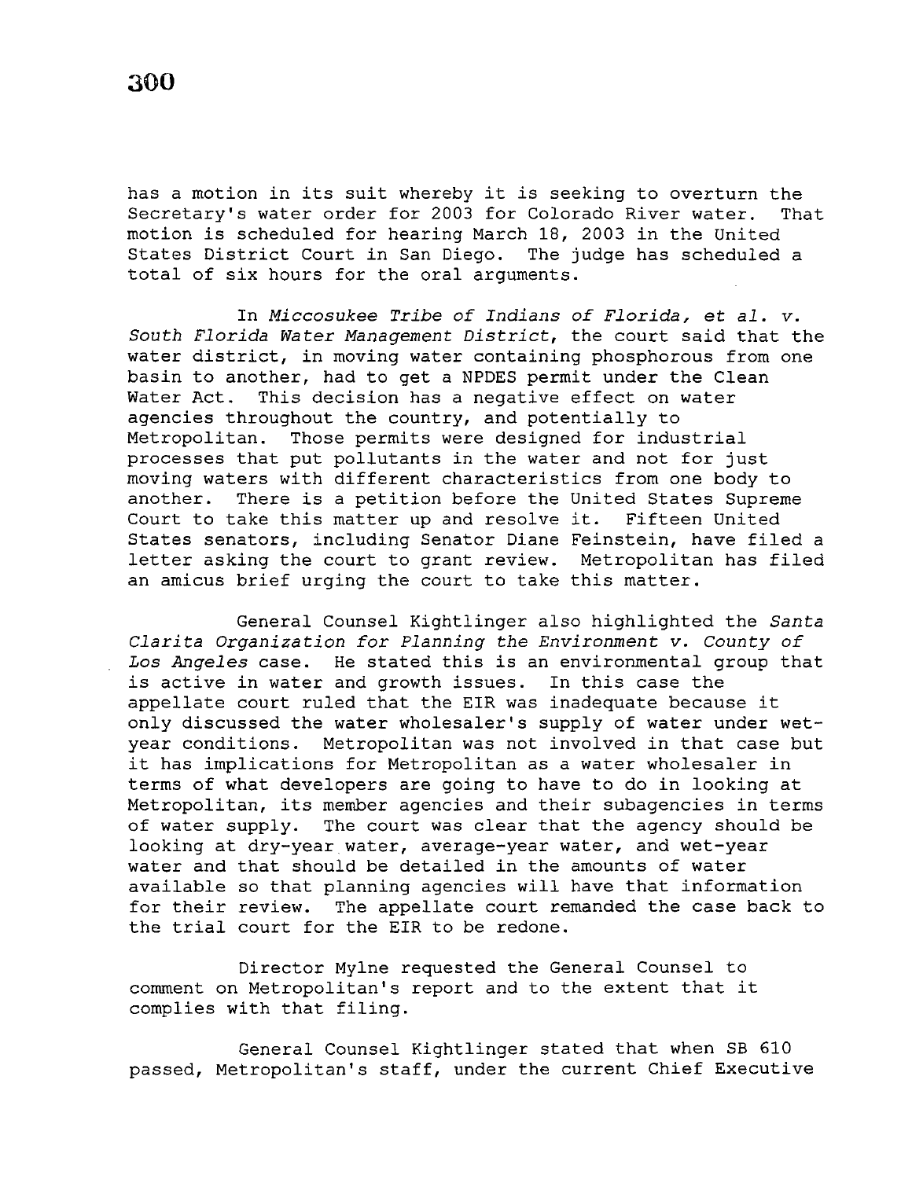has a motion in its suit whereby it is seeking to overturn the Secretary's water order for 2003 for Colorado River water. That motion is scheduled for hearing March 18, 2003 in the United States District Court in San Diego. The judge has scheduled a total of six hours for the oral arguments.

In *Miccosukee Tribe of Indians of Florida, et al. v. South Florida Water Management District*, the court said that the water district, in moving water containing phosphorous from one basin to another, had to get a NPDES permit under the Clean Water Act. This decision has a negative effect on water agencies throughout the country, and potentially to Metropolitan. Those permits were designed for industrial processes that put pollutants in the water and not for just moving waters with different characteristics from one body to another. There is a petition before the United States Supreme Court to take this matter up and resolve it. Fifteen United States senators, including Senator Diane Feinstein, have filed a letter asking the court to grant review. Metropolitan has filed an amicus brief urging the court to take this matter.

General Counsel Kightlinger also highlighted the *Santa Clarita Organization for Planning the Environment v. County of Los Angeles* case. He stated this is an environmental group that is active in water and growth issues. In this case the appellate court ruled that the EIR was inadequate because it only discussed the water wholesaler's supply of water under wet-year conditions. Metropolitan was not involved in that case but it has implications for Metropolitan as a water wholesaler in terms of what developers are going to have to do in looking at Metropolitan, its member agencies and their subagencies in terms of water supply. The court was clear that the agency should be looking at dry-year water, average-year water, and wet-year water and that should be detailed in the amounts of water available so that planning agencies will have that information for their review. The appellate court remanded the case back to the trial court for the EIR to be redone.

Director Mylne requested the General Counsel to comment on Metropolitan's report and to the extent that it complies with that filing.

General Counsel Kightlinger stated that when SB 610 passed, Metropolitan's staff, under the current Chief Executive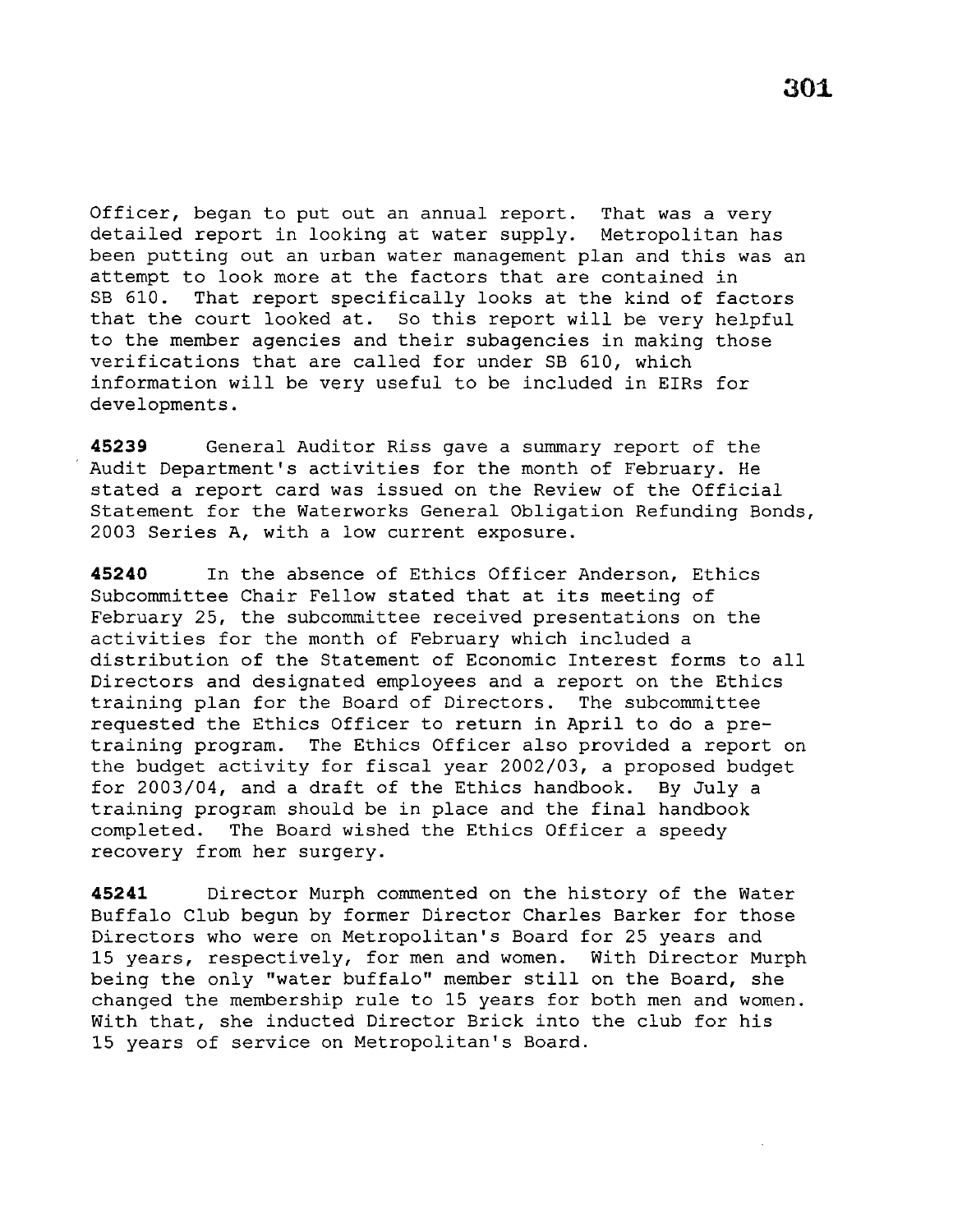Officer, began to put out an annual report. That was a very detailed report in looking at water supply. Metropolitan has been putting out an urban water management plan and this was an attempt to look more at the factors that are contained in SB 610. That report specifically looks at the kind of factors that the court looked at. So this report will be very helpful to the member agencies and their subagencies in making those verifications that are called for under SB 610, which information will be very useful to be included in EIRs for developments.

**45239** General Auditor Riss gave a summary report of the Audit Department's activities for the month of February. He stated a report card was issued on the Review of the Official Statement for the Waterworks General Obligation Refunding Bonds, 2003 Series A, with a low current exposure.

**45240** In the absence of Ethics Officer Anderson, Ethics Subcommittee Chair Fellow stated that at its meeting of February 25, the subcommittee received presentations on the activities for the month of February which included a distribution of the Statement of Economic Interest forms to all Directors and designated employees and a report on the Ethics training plan for the Board of Directors. The subcommittee requested the Ethics Officer to return in April to do a pre-training program. The Ethics Officer also provided a report on the budget activity for fiscal year 2002/03, a proposed budget for 2003/04, and a draft of the Ethics handbook. By July a training program should be in place and the final handbook completed. The Board wished the Ethics Officer a speedy recovery from her surgery.

**45241** Director Murph commented on the history of the Water Buffalo Club begun by former Director Charles Barker for those Directors who were on Metropolitan's Board for 25 years and 15 years, respectively, for men and women. With Director Murph being the only "water buffalo" member still on the Board, she changed the membership rule to 15 years for both men and women. With that, she inducted Director Brick into the club for his 15 years of service on Metropolitan's Board.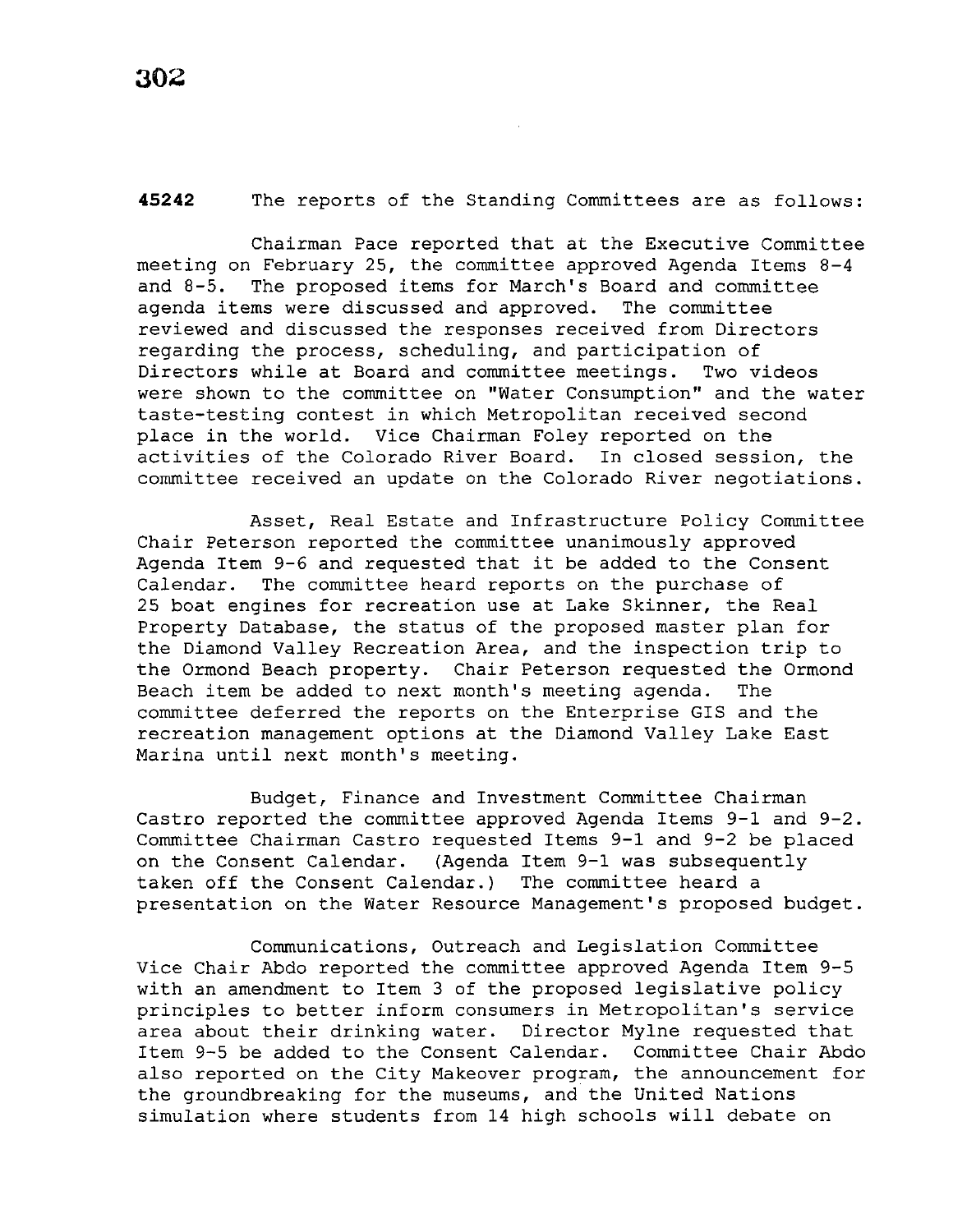**45242** The reports of the Standing Committees are as follows:

Chairman Pace reported that at the Executive Committee meeting on February 25, the committee approved Agenda Items 8-4 and 8-5. The proposed items for March's Board and committee agenda items were discussed and approved. The committee reviewed and discussed the responses received from Directors regarding the process, scheduling, and participation of Directors while at Board and committee meetings. Two videos were shown to the committee on "Water Consumption" and the water taste-testing contest in which Metropolitan received second place in the world. Vice Chairman Foley reported on the activities of the Colorado River Board. In closed session, the committee received an update on the Colorado River negotiations.

Asset, Real Estate and Infrastructure Policy Committee Chair Peterson reported the committee unanimously approved Agenda Item 9-6 and requested that it be added to the Consent Calendar. The committee heard reports on the purchase of 25 boat engines for recreation use at Lake Skinner, the Real Property Database, the status of the proposed master plan for the Diamond Valley Recreation Area, and the inspection trip to the Ormond Beach property. Chair Peterson requested the Ormond Beach item be added to next month's meeting agenda. The committee deferred the reports on the Enterprise GIS and the recreation management options at the Diamond Valley Lake East Marina until next month's meeting.

Budget, Finance and Investment Committee Chairman Castro reported the committee approved Agenda Items 9-1 and 9-2. Committee Chairman Castro requested Items 9-1 and 9-2 be placed on the Consent Calendar. (Agenda Item 9-1 was subsequently taken off the Consent Calendar.) The committee heard a presentation on the Water Resource Management's proposed budget.

Communications, Outreach and Legislation Committee Vice Chair Abdo reported the committee approved Agenda Item 9-5 with an amendment to Item 3 of the proposed legislative policy principles to better inform consumers in Metropolitan's service area about their drinking water. Director Mylne requested that Item 9-5 be added to the Consent Calendar. Committee Chair Abdo also reported on the City Makeover program, the announcement for the groundbreaking for the museums, and the United Nations simulation where students from 14 high schools will debate on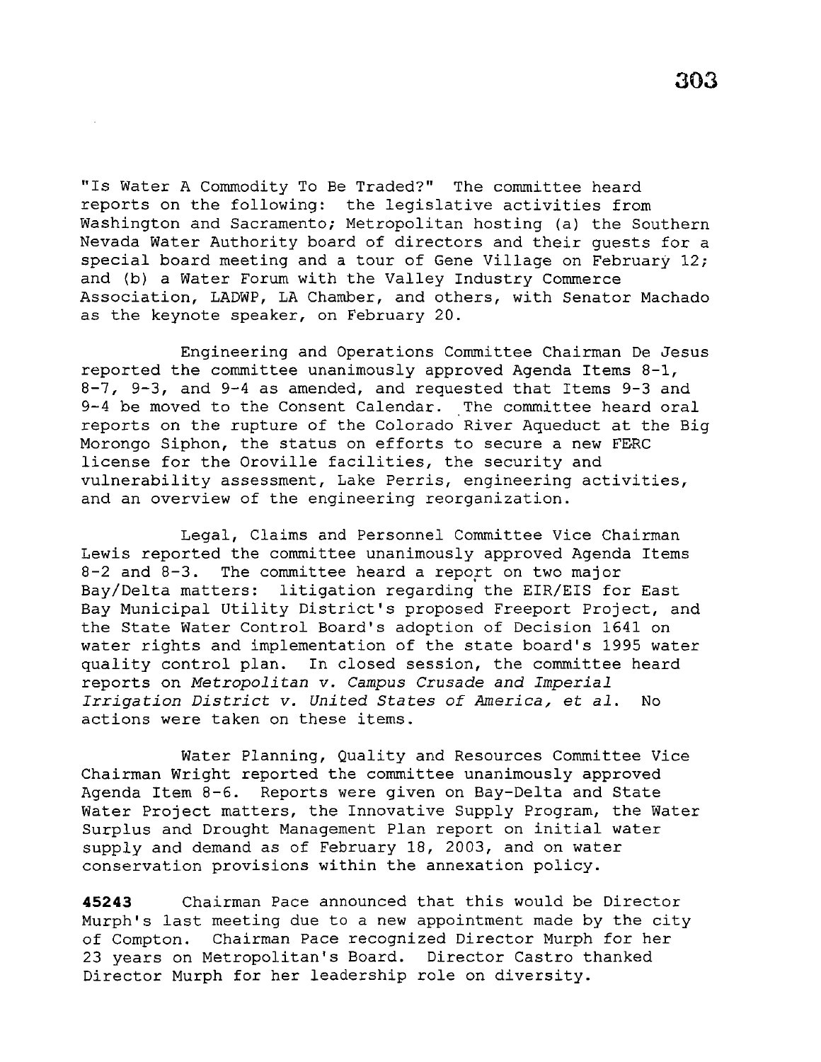"Is Water A Commodity To Be Traded?" The committee heard reports on the following: the legislative activities from Washington and Sacramento; Metropolitan hosting (a) the Southern Nevada Water Authority board of directors and their guests for a special board meeting and a tour of Gene Village on February 12; and (b) a Water Forum with the Valley Industry Commerce Association, LADWP, LA Chamber, and others, with Senator Machado as the keynote speaker, on February 20.

Engineering and Operations Committee Chairman De Jesus reported the committee unanimously approved Agenda Items 8-1, 8-7, 9-3, and 9-4 as amended, and requested that Items 9-3 and 9-4 be moved to the Consent Calendar. The committee heard oral reports on the rupture of the Colorado River Aqueduct at the Big Morongo Siphon, the status on efforts to secure a new FERC license for the Oroville facilities, the security and vulnerability assessment, Lake Perris, engineering activities, and an overview of the engineering reorganization.

Legal, Claims and Personnel Committee Vice Chairman Lewis reported the committee unanimously approved Agenda Items 8-2 and 8-3. The committee heard a report on two major Bay/Delta matters: litigation regarding the EIR/EIS for East Bay Municipal Utility District's proposed Freeport Project, and the State Water Control Board's adoption of Decision 1641 on water rights and implementation of the state board's 1995 water quality control plan. In closed session, the committee heard reports on *Metropolitan v. Campus Crusade and Imperial Irrigation District v. United States of America, et al.* No actions were taken on these items.

Water Planning, Quality and Resources Committee Vice Chairman Wright reported the committee unanimously approved Agenda Item 8-6. Reports were given on Bay-Delta and State Water Project matters, the Innovative Supply Program, the Water Surplus and Drought Management Plan report on initial water supply and demand as of February 18, 2003, and on water conservation provisions within the annexation policy.

**45243** Chairman Pace announced that this would be Director Murph's last meeting due to a new appointment made by the city of Compton. Chairman Pace recognized Director Murph for her 23 years on Metropolitan's Board. Director Castro thanked Director Murph for her leadership role on diversity.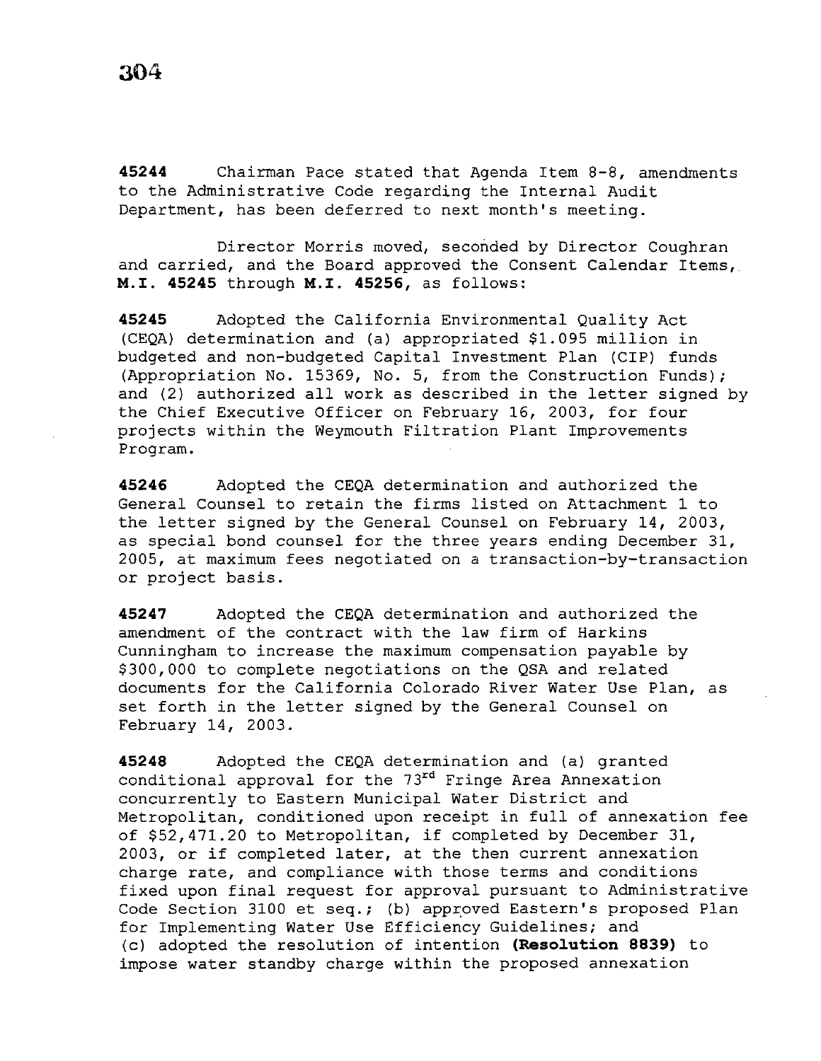**45244** Chairman Pace stated that Agenda Item 8-8, amendments to the Administrative Code regarding the Internal Audit Department, has been deferred to next month's meeting.

Director Morris moved, seconded by Director Coughran and carried, and the Board approved the Consent Calendar Items, **M.I. 45245** through **M.I. 45256**, as follows:

**45245** Adopted the California Environmental Quality Act (CEQA) determination and (a) appropriated $1.095 million in budgeted and non-budgeted Capital Investment Plan (CIP) funds (Appropriation No. 15369, No. 5, from the Construction Funds); and (2) authorized all work as described in the letter signed by the Chief Executive Officer on February 16, 2003, for four projects within the Weymouth Filtration Plant Improvements Program.

**45246** Adopted the CEQA determination and authorized the General Counsel to retain the firms listed on Attachment 1 to the letter signed by the General Counsel on February 14, 2003, as special bond counsel for the three years ending December 31, 2005, at maximum fees negotiated on a transaction-by-transaction or project basis.

**45247** Adopted the CEQA determination and authorized the amendment of the contract with the law firm of Harkins Cunningham to increase the maximum compensation payable by $300,000 to complete negotiations on the QSA and related documents for the California Colorado River Water Use Plan, as set forth in the letter signed by the General Counsel on February 14, 2003.

**45248** Adopted the CEQA determination and (a) granted conditional approval for the 73rd Fringe Area Annexation concurrently to Eastern Municipal Water District and Metropolitan, conditioned upon receipt in full of annexation fee of $52,471.20 to Metropolitan, if completed by December 31, 2003, or if completed later, at the then current annexation charge rate, and compliance with those terms and conditions fixed upon final request for approval pursuant to Administrative Code Section 3100 et seq.; (b) approved Eastern's proposed Plan for Implementing Water Use Efficiency Guidelines; and (c) adopted the resolution of intention **(Resolution 8839)** to impose water standby charge within the proposed annexation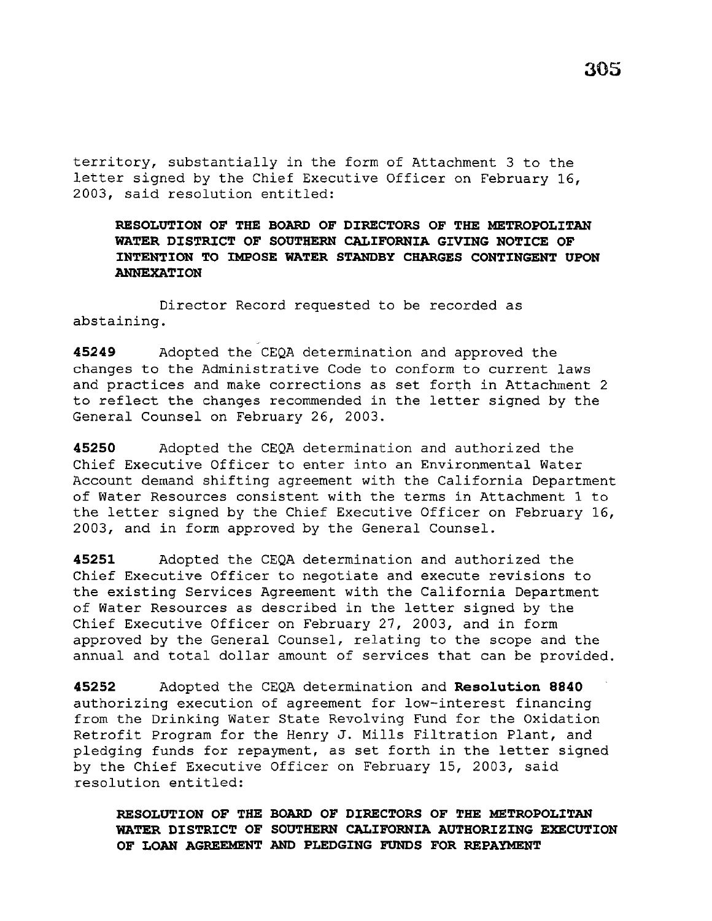territory, substantially in the form of Attachment 3 to the letter signed by the Chief Executive Officer on February 16, 2003, said resolution entitled:

> **RESOLUTION OF THE BOARD OF DIRECTORS OF THE METROPOLITAN WATER DISTRICT OF SOUTHERN CALIFORNIA GIVING NOTICE OF INTENTION TO IMPOSE WATER STANDBY CHARGES CONTINGENT UPON ANNEXATION**

Director Record requested to be recorded as abstaining.

**45249** Adopted the CEQA determination and approved the changes to the Administrative Code to conform to current laws and practices and make corrections as set forth in Attachment 2 to reflect the changes recommended in the letter signed by the General Counsel on February 26, 2003.

**45250** Adopted the CEQA determination and authorized the Chief Executive Officer to enter into an Environmental Water Account demand shifting agreement with the California Department of Water Resources consistent with the terms in Attachment 1 to the letter signed by the Chief Executive Officer on February 16, 2003, and in form approved by the General Counsel.

**45251** Adopted the CEQA determination and authorized the Chief Executive Officer to negotiate and execute revisions to the existing Services Agreement with the California Department of Water Resources as described in the letter signed by the Chief Executive Officer on February 27, 2003, and in form approved by the General Counsel, relating to the scope and the annual and total dollar amount of services that can be provided.

**45252** Adopted the CEQA determination and **Resolution 8840** authorizing execution of agreement for low-interest financing from the Drinking Water State Revolving Fund for the Oxidation Retrofit Program for the Henry J. Mills Filtration Plant, and pledging funds for repayment, as set forth in the letter signed by the Chief Executive Officer on February 15, 2003, said resolution entitled:

> **RESOLUTION OF THE BOARD OF DIRECTORS OF THE METROPOLITAN WATER DISTRICT OF SOUTHERN CALIFORNIA AUTHORIZING EXECUTION OF LOAN AGREEMENT AND PLEDGING FUNDS FOR REPAYMENT**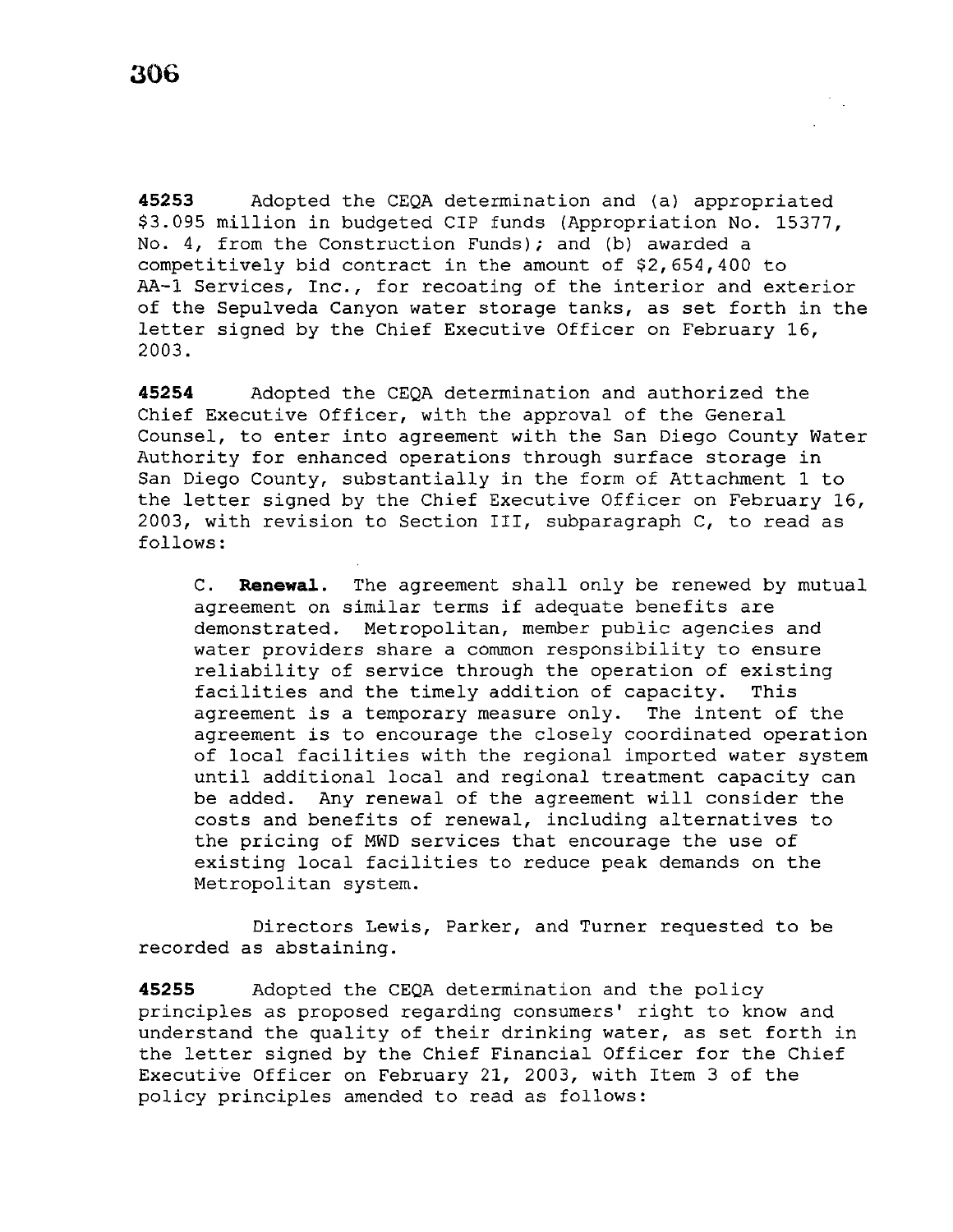**45253** Adopted the CEQA determination and (a) appropriated $3.095 million in budgeted CIP funds (Appropriation No. 15377, No. 4, from the Construction Funds); and (b) awarded a competitively bid contract in the amount of $2,654,400 to AA-1 Services, Inc., for recoating of the interior and exterior of the Sepulveda Canyon water storage tanks, as set forth in the letter signed by the Chief Executive Officer on February 16, 2003.

**45254** Adopted the CEQA determination and authorized the Chief Executive Officer, with the approval of the General Counsel, to enter into agreement with the San Diego County Water Authority for enhanced operations through surface storage in San Diego County, substantially in the form of Attachment 1 to the letter signed by the Chief Executive Officer on February 16, 2003, with revision to Section III, subparagraph C, to read as follows:

> C. **Renewal.** The agreement shall only be renewed by mutual agreement on similar terms if adequate benefits are demonstrated. Metropolitan, member public agencies and water providers share a common responsibility to ensure reliability of service through the operation of existing facilities and the timely addition of capacity. This agreement is a temporary measure only. The intent of the agreement is to encourage the closely coordinated operation of local facilities with the regional imported water system until additional local and regional treatment capacity can be added. Any renewal of the agreement will consider the costs and benefits of renewal, including alternatives to the pricing of MWD services that encourage the use of existing local facilities to reduce peak demands on the Metropolitan system.

Directors Lewis, Parker, and Turner requested to be recorded as abstaining.

**45255** Adopted the CEQA determination and the policy principles as proposed regarding consumers' right to know and understand the quality of their drinking water, as set forth in the letter signed by the Chief Financial Officer for the Chief Executive Officer on February 21, 2003, with Item 3 of the policy principles amended to read as follows: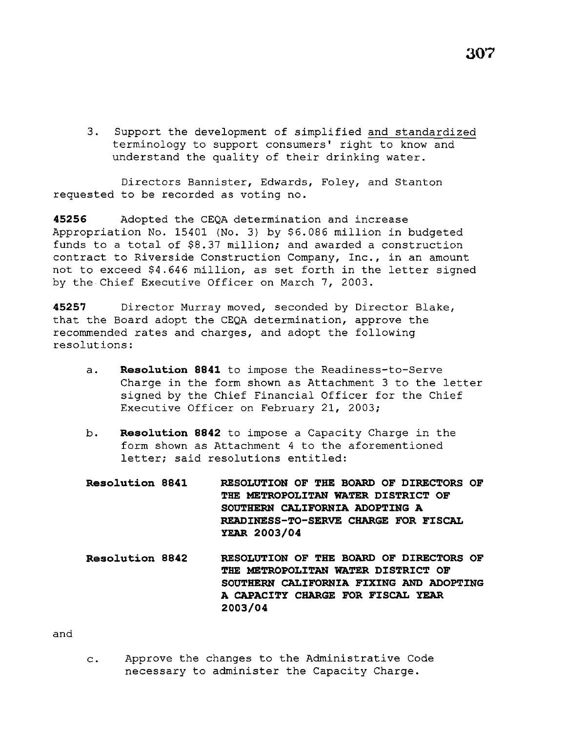3. Support the development of simplified and standardized terminology to support consumers' right to know and understand the quality of their drinking water.

Directors Bannister, Edwards, Foley, and Stanton requested to be recorded as voting no.

**45256** Adopted the CEQA determination and increase Appropriation No. 15401 (No. 3) by $6.086 million in budgeted funds to a total of $8.37 million; and awarded a construction contract to Riverside Construction Company, Inc., in an amount not to exceed $4.646 million, as set forth in the letter signed by the Chief Executive Officer on March 7, 2003.

**45257** Director Murray moved, seconded by Director Blake, that the Board adopt the CEQA determination, approve the recommended rates and charges, and adopt the following resolutions:

a. **Resolution 8841** to impose the Readiness-to-Serve Charge in the form shown as Attachment 3 to the letter signed by the Chief Financial Officer for the Chief Executive Officer on February 21, 2003;

b. **Resolution 8842** to impose a Capacity Charge in the form shown as Attachment 4 to the aforementioned letter; said resolutions entitled:

**Resolution 8841** **RESOLUTION OF THE BOARD OF DIRECTORS OF THE METROPOLITAN WATER DISTRICT OF SOUTHERN CALIFORNIA ADOPTING A READINESS-TO-SERVE CHARGE FOR FISCAL YEAR 2003/04**

**Resolution 8842** **RESOLUTION OF THE BOARD OF DIRECTORS OF THE METROPOLITAN WATER DISTRICT OF SOUTHERN CALIFORNIA FIXING AND ADOPTING A CAPACITY CHARGE FOR FISCAL YEAR 2003/04**

and

c. Approve the changes to the Administrative Code necessary to administer the Capacity Charge.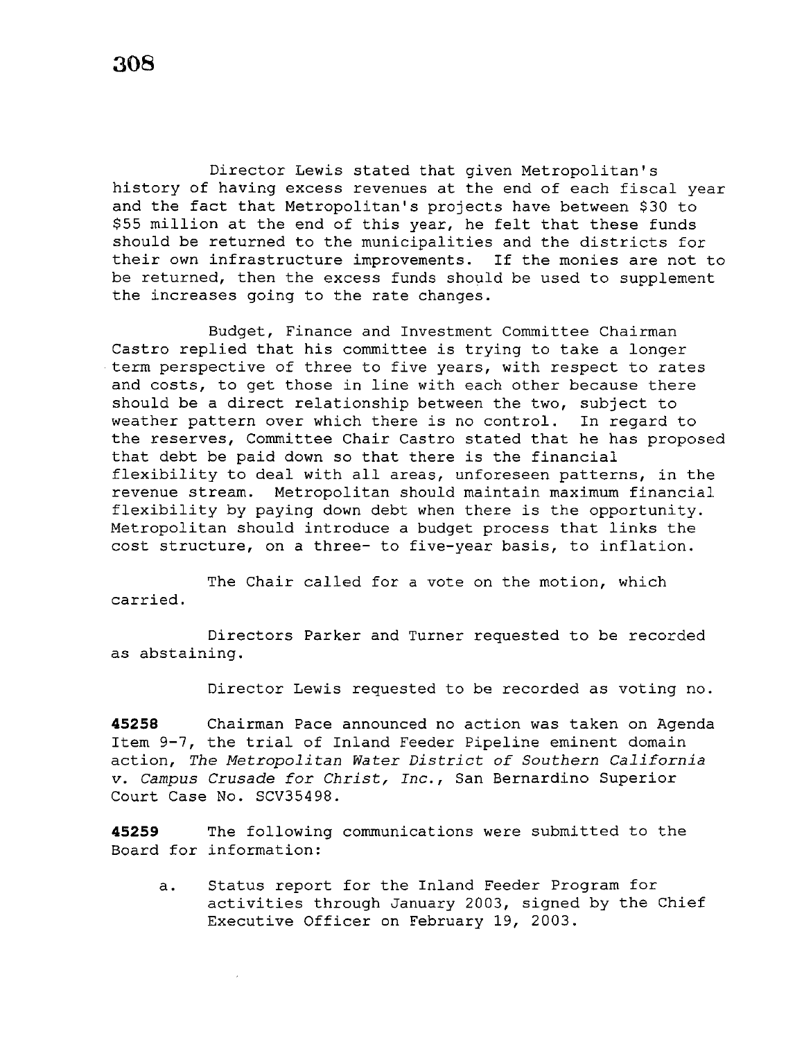Director Lewis stated that given Metropolitan's history of having excess revenues at the end of each fiscal year and the fact that Metropolitan's projects have between $30 to $55 million at the end of this year, he felt that these funds should be returned to the municipalities and the districts for their own infrastructure improvements. If the monies are not to be returned, then the excess funds should be used to supplement the increases going to the rate changes.

Budget, Finance and Investment Committee Chairman Castro replied that his committee is trying to take a longer term perspective of three to five years, with respect to rates and costs, to get those in line with each other because there should be a direct relationship between the two, subject to weather pattern over which there is no control. In regard to the reserves, Committee Chair Castro stated that he has proposed that debt be paid down so that there is the financial flexibility to deal with all areas, unforeseen patterns, in the revenue stream. Metropolitan should maintain maximum financial flexibility by paying down debt when there is the opportunity. Metropolitan should introduce a budget process that links the cost structure, on a three- to five-year basis, to inflation.

The Chair called for a vote on the motion, which carried.

Directors Parker and Turner requested to be recorded as abstaining.

Director Lewis requested to be recorded as voting no.

**45258** Chairman Pace announced no action was taken on Agenda Item 9-7, the trial of Inland Feeder Pipeline eminent domain action, *The Metropolitan Water District of Southern California v. Campus Crusade for Christ, Inc.*, San Bernardino Superior Court Case No. SCV35498.

**45259** The following communications were submitted to the Board for information:

a. Status report for the Inland Feeder Program for activities through January 2003, signed by the Chief Executive Officer on February 19, 2003.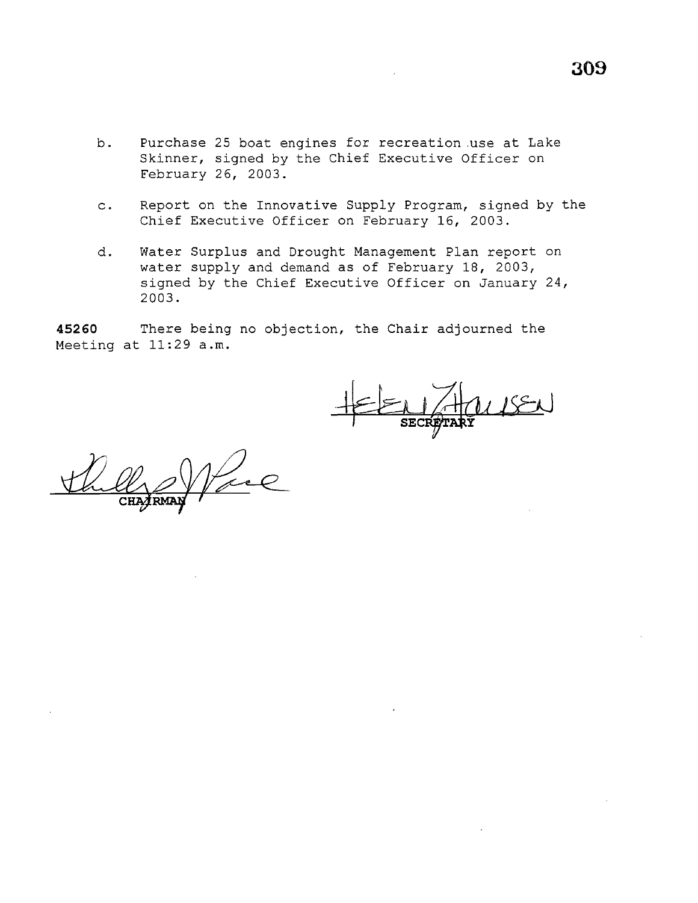b. Purchase 25 boat engines for recreation use at Lake Skinner, signed by the Chief Executive Officer on February 26, 2003.

c. Report on the Innovative Supply Program, signed by the Chief Executive Officer on February 16, 2003.

d. Water Surplus and Drought Management Plan report on water supply and demand as of February 18, 2003, signed by the Chief Executive Officer on January 24, 2003.

**45260** There being no objection, the Chair adjourned the Meeting at 11:29 a.m.

Helen Z. Hansen
SECRETARY

Phillip J. Pace
CHAIRMAN